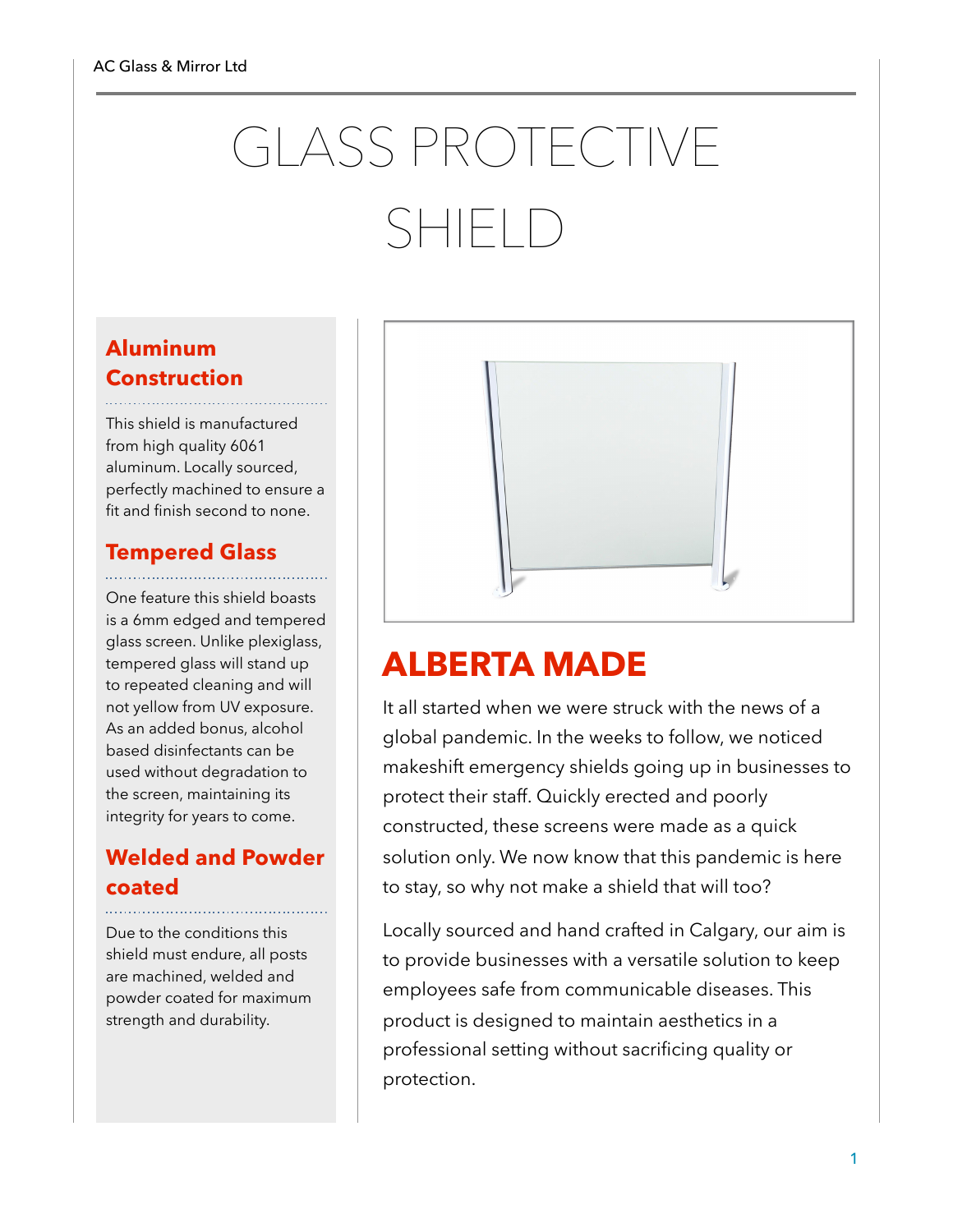# GLASS PROTECTIVE SHIELD

## Aluminum Construction

This shield is manufactured from high quality 6061 aluminum. Locally sourced, perfectly machined to ensure a fit and finish second to none.

## Tempered Glass

One feature this shield boasts is a 6mm edged and tempered glass screen. Unlike plexiglass, tempered glass will stand up to repeated cleaning and will not yellow from UV exposure. As an added bonus, alcohol based disinfectants can be used without degradation to the screen, maintaining its integrity for years to come.

## Welded and Powder coated

Due to the conditions this shield must endure, all posts are machined, welded and powder coated for maximum strength and durability.

## ALBERTA MADE

It all started when we were struck with the news of a global pandemic. In the weeks to follow, we noticed makeshift emergency shields going up in businesses to protect their staff. Quickly erected and poorly constructed, these screens were made as a quick solution only. We now know that this pandemic is here to stay, so why not make a shield that will too?

Locally sourced and hand crafted in Calgary, our aim is to provide businesses with a versatile solution to keep employees safe from communicable diseases. This product is designed to maintain aesthetics in a professional setting without sacrificing quality or protection.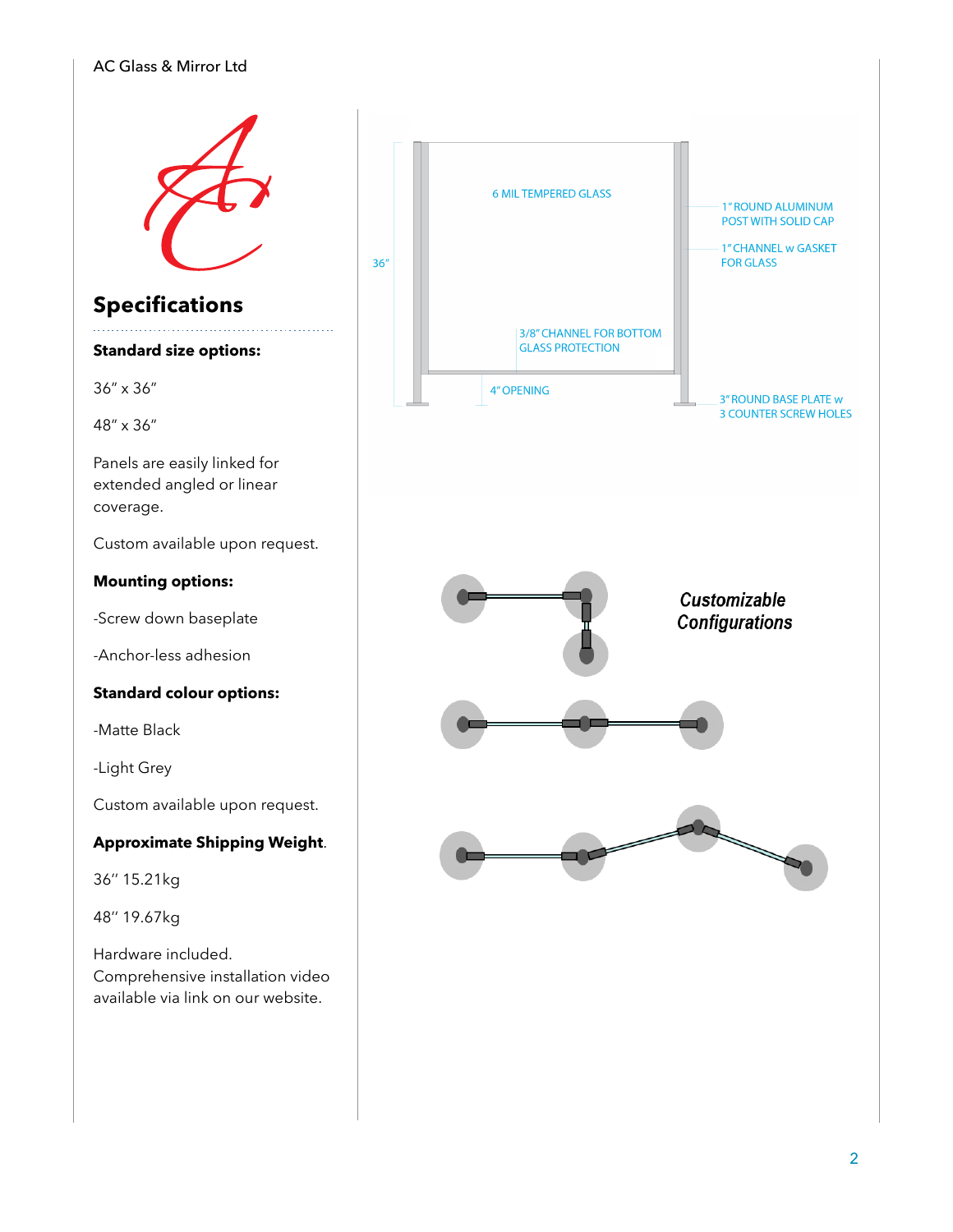AC Glass & Mirror Ltd

## Specifications

**Standard size options:**

36" x 36"

48" x 36"

Panels are easily linked for extended angled or linear coverage.

Custom available upon request.

**Mounting options:**

-Screw down baseplate

-Anchor-less adhesion

**Standard colour options:**

-Matte Black

-Light Grey

Custom available upon request.

**Approximate Shipping Weight**.

36" 15.21kg

48" 19.67kg

Hardware included. Comprehensive installation video available via link on our website.

6 MIL TEMPERED GLASS

1" ROUND ALUMINUM POST WITH SOLID CAP

1" CHANNEL w GASKET FOR GLASS

36"

3/8" CHANNEL FOR BOTTOM GLASS PROTECTION

4" OPENING

3" ROUND BASE PLATE w 3 COUNTER SCREW HOLES

*Customizable Configurations*